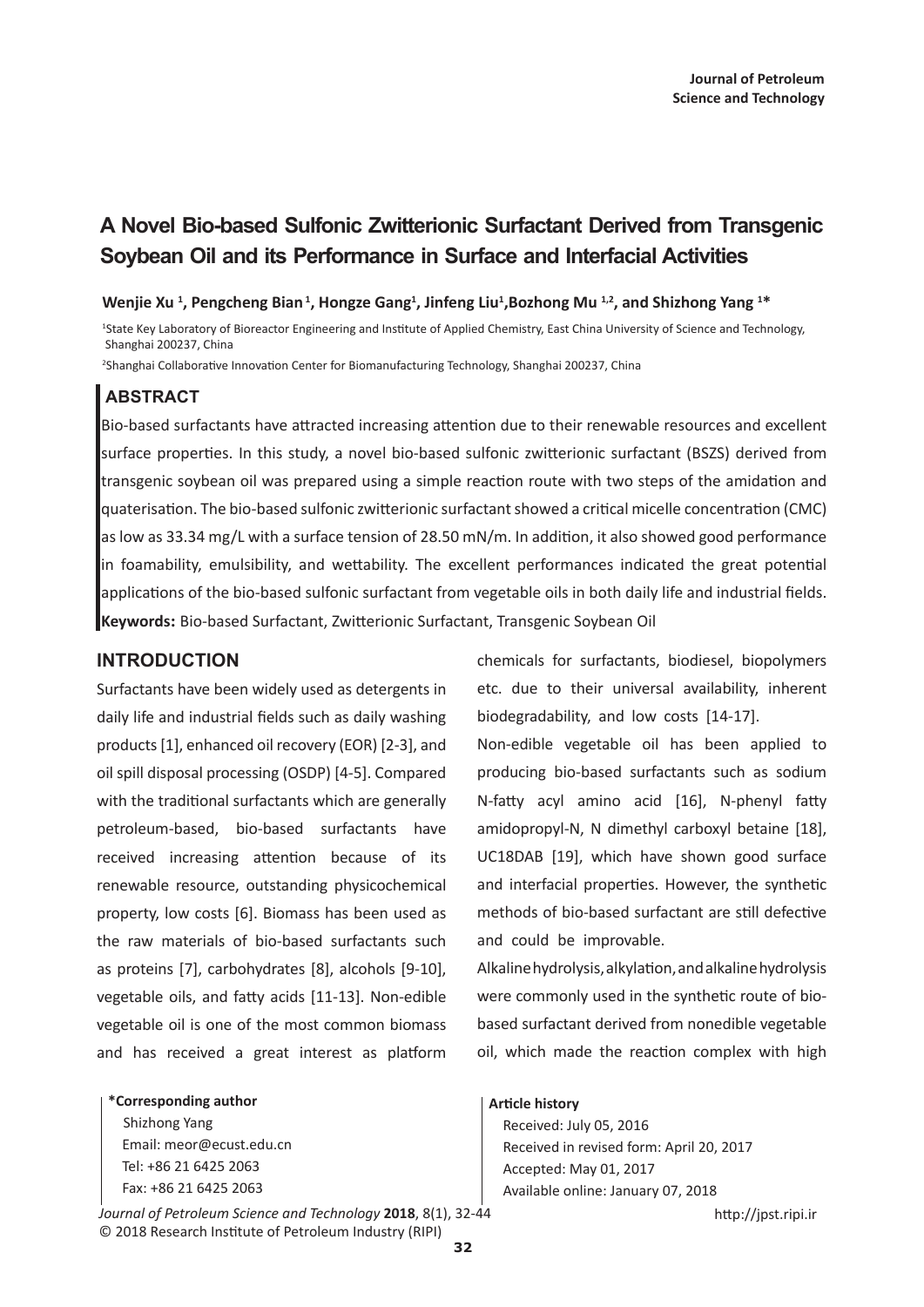# A Novel Bio-based Sulfonic Zwitterionic Surfactant Derived from Transgenic Soybean Oil and its Performance in Surface and Interfacial Activities

**Wenjie Xu [1], Pengcheng Bian [1], Hongze Gang[1], Jinfeng Liu[1], Bozhong Mu [1,2], and Shizhong Yang [1]***

[1]State Key Laboratory of Bioreactor Engineering and Institute of Applied Chemistry, East China University of Science and Technology, Shanghai 200237, China

[2]Shanghai Collaborative Innovation Center for Biomanufacturing Technology, Shanghai 200237, China

## ABSTRACT

Bio-based surfactants have attracted increasing attention due to their renewable resources and excellent surface properties. In this study, a novel bio-based sulfonic zwitterionic surfactant (BSZS) derived from transgenic soybean oil was prepared using a simple reaction route with two steps of the amidation and quaterisation. The bio-based sulfonic zwitterionic surfactant showed a critical micelle concentration (CMC) as low as 33.34 mg/L with a surface tension of 28.50 mN/m. In addition, it also showed good performance in foamability, emulsibility, and wettability. The excellent performances indicated the great potential applications of the bio-based sulfonic surfactant from vegetable oils in both daily life and industrial fields.

**Keywords:** Bio-based Surfactant, Zwitterionic Surfactant, Transgenic Soybean Oil

## INTRODUCTION

Surfactants have been widely used as detergents in daily life and industrial fields such as daily washing products [1], enhanced oil recovery (EOR) [2-3], and oil spill disposal processing (OSDP) [4-5]. Compared with the traditional surfactants which are generally petroleum-based, bio-based surfactants have received increasing attention because of its renewable resource, outstanding physicochemical property, low costs [6]. Biomass has been used as the raw materials of bio-based surfactants such as proteins [7], carbohydrates [8], alcohols [9-10], vegetable oils, and fatty acids [11-13]. Non-edible vegetable oil is one of the most common biomass and has received a great interest as platform chemicals for surfactants, biodiesel, biopolymers etc. due to their universal availability, inherent biodegradability, and low costs [14-17].

Non-edible vegetable oil has been applied to producing bio-based surfactants such as sodium N-fatty acyl amino acid [16], N-phenyl fatty amidopropyl-N, N dimethyl carboxyl betaine [18], UC18DAB [19], which have shown good surface and interfacial properties. However, the synthetic methods of bio-based surfactant are still defective and could be improvable.

Alkaline hydrolysis, alkylation, and alkaline hydrolysis were commonly used in the synthetic route of bio-based surfactant derived from nonedible vegetable oil, which made the reaction complex with high

**\*Corresponding author**
Shizhong Yang
Email: meor@ecust.edu.cn
Tel: +86 21 6425 2063
Fax: +86 21 6425 2063

**Article history**
Received: July 05, 2016
Received in revised form: April 20, 2017
Accepted: May 01, 2017
Available online: January 07, 2018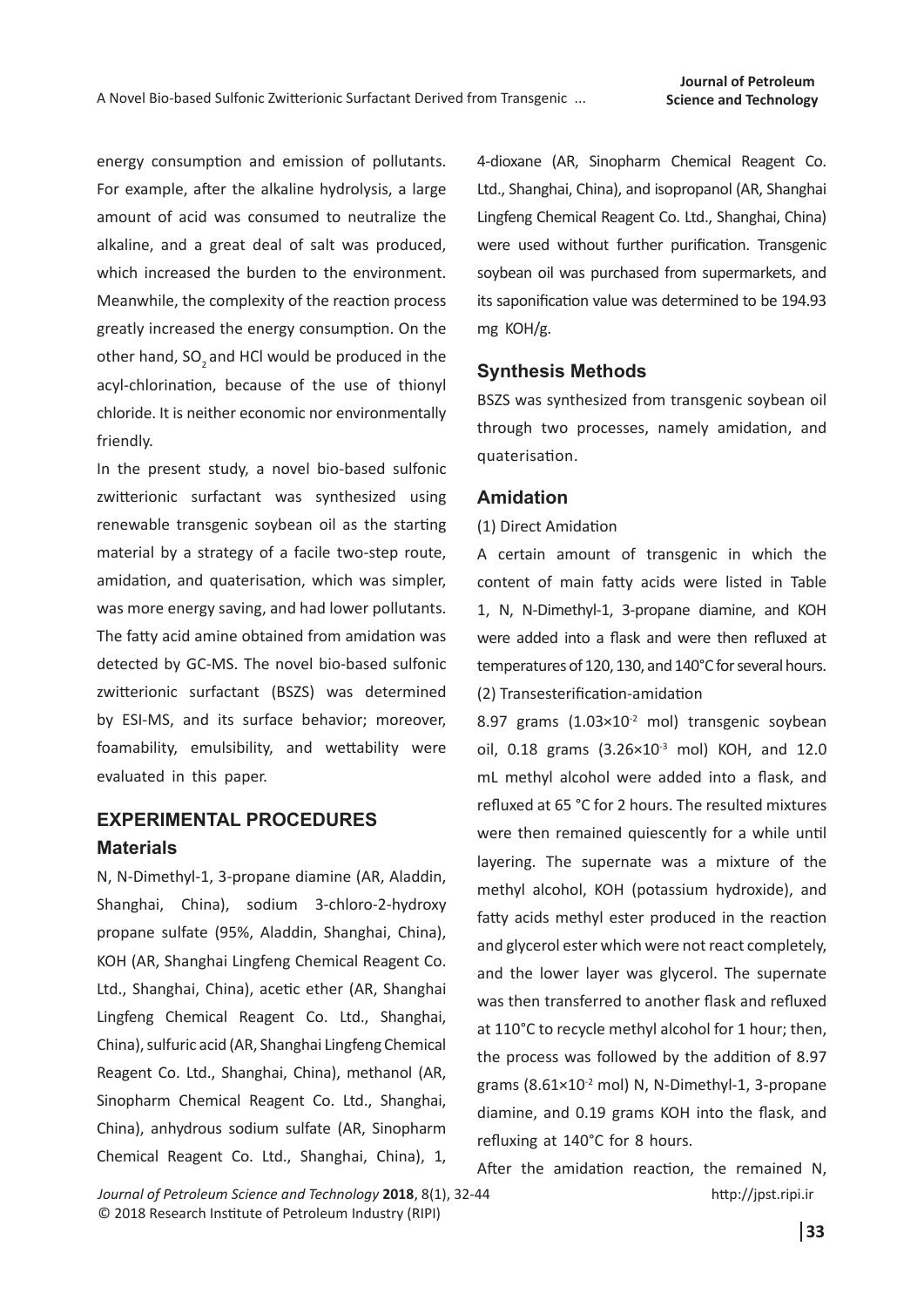energy consumption and emission of pollutants. For example, after the alkaline hydrolysis, a large amount of acid was consumed to neutralize the alkaline, and a great deal of salt was produced, which increased the burden to the environment. Meanwhile, the complexity of the reaction process greatly increased the energy consumption. On the other hand, $SO_2$ and HCl would be produced in the acyl-chlorination, because of the use of thionyl chloride. It is neither economic nor environmentally friendly.

In the present study, a novel bio-based sulfonic zwitterionic surfactant was synthesized using renewable transgenic soybean oil as the starting material by a strategy of a facile two-step route, amidation, and quaterisation, which was simpler, was more energy saving, and had lower pollutants. The fatty acid amine obtained from amidation was detected by GC-MS. The novel bio-based sulfonic zwitterionic surfactant (BSZS) was determined by ESI-MS, and its surface behavior; moreover, foamability, emulsibility, and wettability were evaluated in this paper.

## EXPERIMENTAL PROCEDURES

### Materials

N, N-Dimethyl-1, 3-propane diamine (AR, Aladdin, Shanghai, China), sodium 3-chloro-2-hydroxy propane sulfate (95%, Aladdin, Shanghai, China), KOH (AR, Shanghai Lingfeng Chemical Reagent Co. Ltd., Shanghai, China), acetic ether (AR, Shanghai Lingfeng Chemical Reagent Co. Ltd., Shanghai, China), sulfuric acid (AR, Shanghai Lingfeng Chemical Reagent Co. Ltd., Shanghai, China), methanol (AR, Sinopharm Chemical Reagent Co. Ltd., Shanghai, China), anhydrous sodium sulfate (AR, Sinopharm Chemical Reagent Co. Ltd., Shanghai, China), 1, 4-dioxane (AR, Sinopharm Chemical Reagent Co. Ltd., Shanghai, China), and isopropanol (AR, Shanghai Lingfeng Chemical Reagent Co. Ltd., Shanghai, China) were used without further purification. Transgenic soybean oil was purchased from supermarkets, and its saponification value was determined to be 194.93 mg KOH/g.

### Synthesis Methods

BSZS was synthesized from transgenic soybean oil through two processes, namely amidation, and quaterisation.

### Amidation

(1) Direct Amidation

A certain amount of transgenic in which the content of main fatty acids were listed in Table 1, N, N-Dimethyl-1, 3-propane diamine, and KOH were added into a flask and were then refluxed at temperatures of 120, 130, and 140°C for several hours.

(2) Transesterification-amidation

8.97 grams ($1.03\times10^{-2}$ mol) transgenic soybean oil, 0.18 grams ($3.26\times10^{-3}$ mol) KOH, and 12.0 mL methyl alcohol were added into a flask, and refluxed at 65 °C for 2 hours. The resulted mixtures were then remained quiescently for a while until layering. The supernate was a mixture of the methyl alcohol, KOH (potassium hydroxide), and fatty acids methyl ester produced in the reaction and glycerol ester which were not react completely, and the lower layer was glycerol. The supernate was then transferred to another flask and refluxed at 110°C to recycle methyl alcohol for 1 hour; then, the process was followed by the addition of 8.97 grams ($8.61\times10^{-2}$ mol) N, N-Dimethyl-1, 3-propane diamine, and 0.19 grams KOH into the flask, and refluxing at 140°C for 8 hours.

After the amidation reaction, the remained N,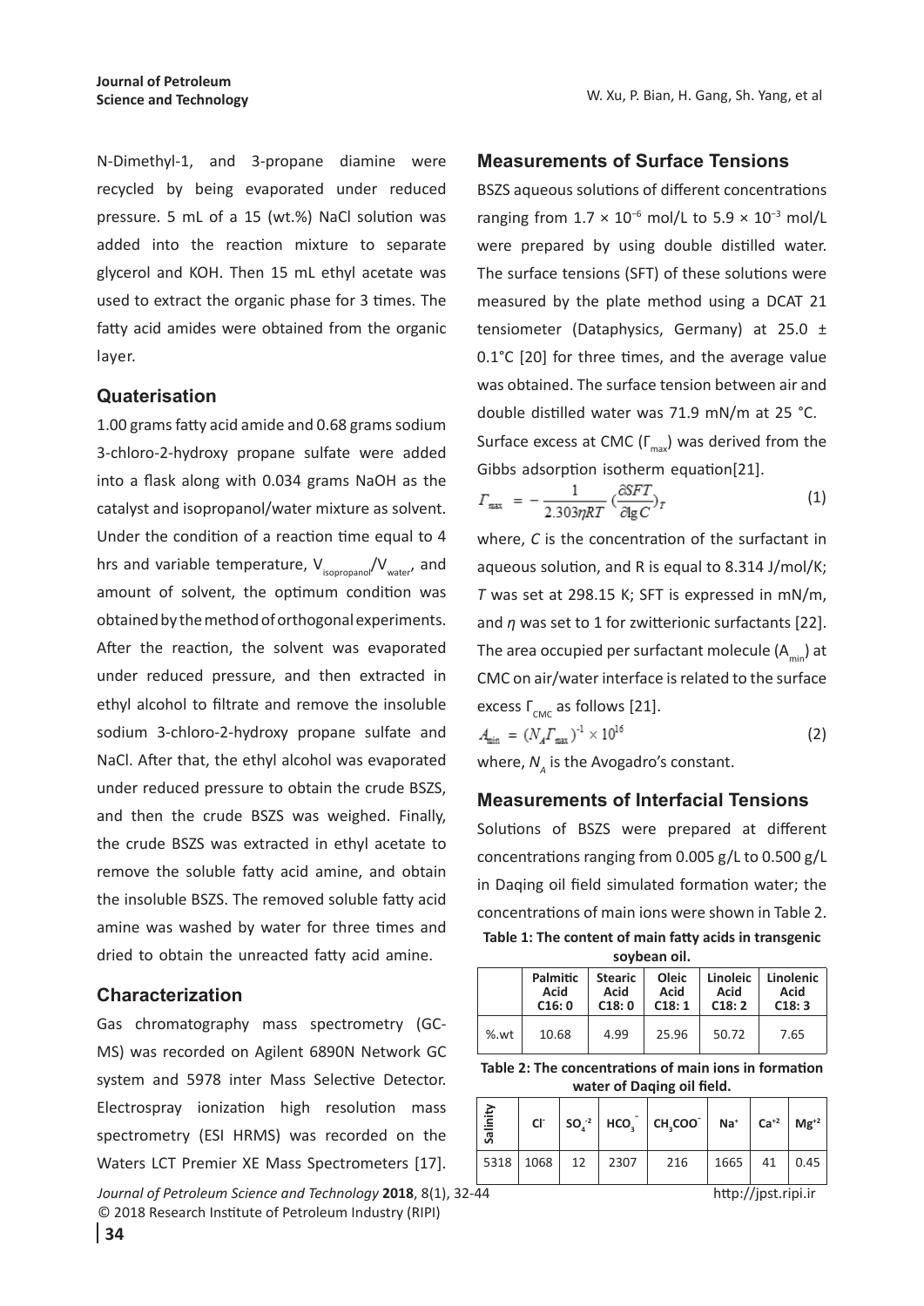N-Dimethyl-1, and 3-propane diamine were recycled by being evaporated under reduced pressure. 5 mL of a 15 (wt.%) NaCl solution was added into the reaction mixture to separate glycerol and KOH. Then 15 mL ethyl acetate was used to extract the organic phase for 3 times. The fatty acid amides were obtained from the organic layer.

## Quaterisation

1.00 grams fatty acid amide and 0.68 grams sodium 3-chloro-2-hydroxy propane sulfate were added into a flask along with 0.034 grams NaOH as the catalyst and isopropanol/water mixture as solvent. Under the condition of a reaction time equal to 4 hrs and variable temperature, $V_{isopropanol}/V_{water}$, and amount of solvent, the optimum condition was obtained by the method of orthogonal experiments. After the reaction, the solvent was evaporated under reduced pressure, and then extracted in ethyl alcohol to filtrate and remove the insoluble sodium 3-chloro-2-hydroxy propane sulfate and NaCl. After that, the ethyl alcohol was evaporated under reduced pressure to obtain the crude BSZS, and then the crude BSZS was weighed. Finally, the crude BSZS was extracted in ethyl acetate to remove the soluble fatty acid amine, and obtain the insoluble BSZS. The removed soluble fatty acid amine was washed by water for three times and dried to obtain the unreacted fatty acid amine.

## Characterization

Gas chromatography mass spectrometry (GC-MS) was recorded on Agilent 6890N Network GC system and 5978 inter Mass Selective Detector. Electrospray ionization high resolution mass spectrometry (ESI HRMS) was recorded on the Waters LCT Premier XE Mass Spectrometers [17].

## Measurements of Surface Tensions

BSZS aqueous solutions of different concentrations ranging from $1.7 \times 10^{-6}$ mol/L to $5.9 \times 10^{-3}$ mol/L were prepared by using double distilled water. The surface tensions (SFT) of these solutions were measured by the plate method using a DCAT 21 tensiometer (Dataphysics, Germany) at 25.0 ± 0.1°C [20] for three times, and the average value was obtained. The surface tension between air and double distilled water was 71.9 mN/m at 25 °C.

Surface excess at CMC ($\Gamma_{max}$) was derived from the Gibbs adsorption isotherm equation[21].

$$\Gamma_{max} = -\frac{1}{2.303\eta RT}\left(\frac{\partial SFT}{\partial \lg C}\right)_T \quad (1)$$

where, $C$ is the concentration of the surfactant in aqueous solution, and R is equal to 8.314 J/mol/K; $T$ was set at 298.15 K; SFT is expressed in mN/m, and $\eta$ was set to 1 for zwitterionic surfactants [22]. The area occupied per surfactant molecule ($A_{min}$) at CMC on air/water interface is related to the surface excess $\Gamma_{CMC}$ as follows [21].

$$A_{min} = (N_A \Gamma_{max})^{-1} \times 10^{16} \quad (2)$$

where, $N_A$ is the Avogadro's constant.

## Measurements of Interfacial Tensions

Solutions of BSZS were prepared at different concentrations ranging from 0.005 g/L to 0.500 g/L in Daqing oil field simulated formation water; the concentrations of main ions were shown in Table 2.

**Table 1: The content of main fatty acids in transgenic soybean oil.**

| | Palmitic Acid C16: 0 | Stearic Acid C18: 0 | Oleic Acid C18: 1 | Linoleic Acid C18: 2 | Linolenic Acid C18: 3 |
|---|---|---|---|---|---|
| %.wt | 10.68 | 4.99 | 25.96 | 50.72 | 7.65 |

**Table 2: The concentrations of main ions in formation water of Daqing oil field.**

| Salinity | $Cl^-$ | $SO_4^{-2}$ | $HCO_3^-$ | $CH_3COO^-$ | $Na^+$ | $Ca^{+2}$ | $Mg^{+2}$ |
|---|---|---|---|---|---|---|---|
| 5318 | 1068 | 12 | 2307 | 216 | 1665 | 41 | 0.45 |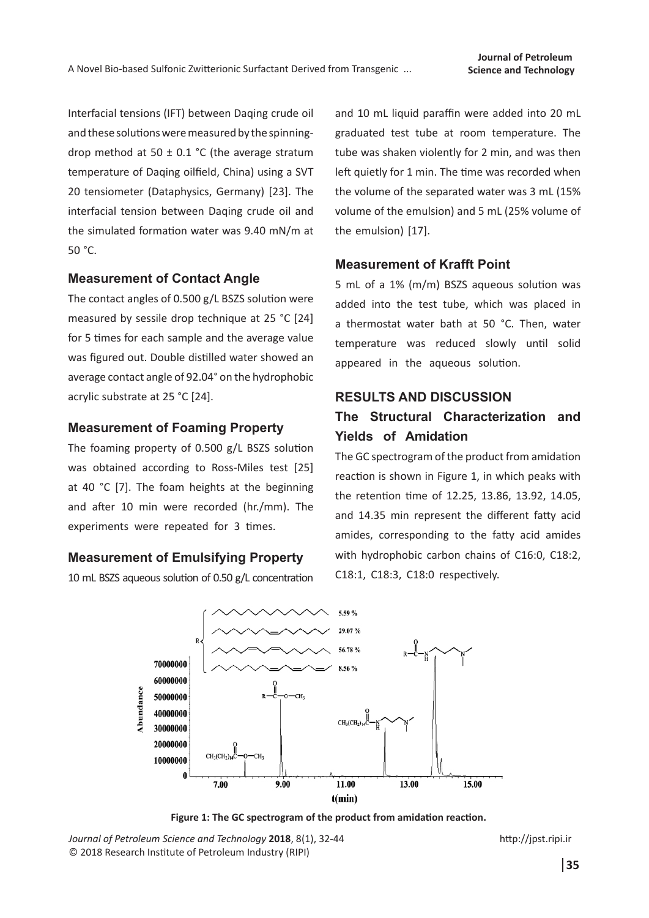Interfacial tensions (IFT) between Daqing crude oil and these solutions were measured by the spinning-drop method at 50 ± 0.1 °C (the average stratum temperature of Daqing oilfield, China) using a SVT 20 tensiometer (Dataphysics, Germany) [23]. The interfacial tension between Daqing crude oil and the simulated formation water was 9.40 mN/m at 50 °C.

### Measurement of Contact Angle

The contact angles of 0.500 g/L BSZS solution were measured by sessile drop technique at 25 °C [24] for 5 times for each sample and the average value was figured out. Double distilled water showed an average contact angle of 92.04° on the hydrophobic acrylic substrate at 25 °C [24].

### Measurement of Foaming Property

The foaming property of 0.500 g/L BSZS solution was obtained according to Ross-Miles test [25] at 40 °C [7]. The foam heights at the beginning and after 10 min were recorded (hr./mm). The experiments were repeated for 3 times.

### Measurement of Emulsifying Property

10 mL BSZS aqueous solution of 0.50 g/L concentration and 10 mL liquid paraffin were added into 20 mL graduated test tube at room temperature. The tube was shaken violently for 2 min, and was then left quietly for 1 min. The time was recorded when the volume of the separated water was 3 mL (15% volume of the emulsion) and 5 mL (25% volume of the emulsion) [17].

### Measurement of Krafft Point

5 mL of a 1% (m/m) BSZS aqueous solution was added into the test tube, which was placed in a thermostat water bath at 50 °C. Then, water temperature was reduced slowly until solid appeared in the aqueous solution.

## RESULTS AND DISCUSSION

### The Structural Characterization and Yields of Amidation

The GC spectrogram of the product from amidation reaction is shown in Figure 1, in which peaks with the retention time of 12.25, 13.86, 13.92, 14.05, and 14.35 min represent the different fatty acid amides, corresponding to the fatty acid amides with hydrophobic carbon chains of C16:0, C18:2, C18:1, C18:3, C18:0 respectively.

**Figure 1: The GC spectrogram of the product from amidation reaction.**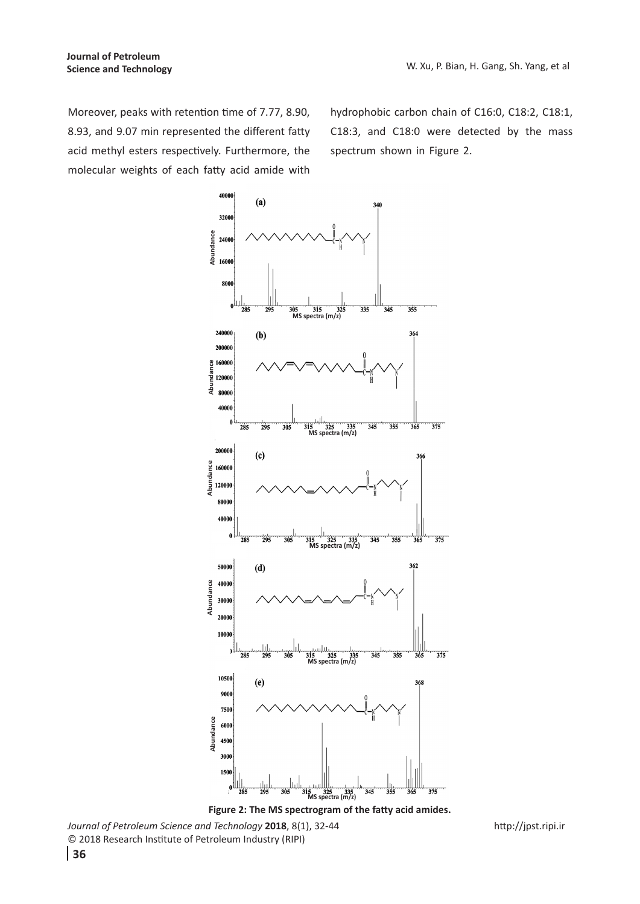Moreover, peaks with retention time of 7.77, 8.90, 8.93, and 9.07 min represented the different fatty acid methyl esters respectively. Furthermore, the molecular weights of each fatty acid amide with hydrophobic carbon chain of C16:0, C18:2, C18:1, C18:3, and C18:0 were detected by the mass spectrum shown in Figure 2.

**Figure 2: The MS spectrogram of the fatty acid amides.**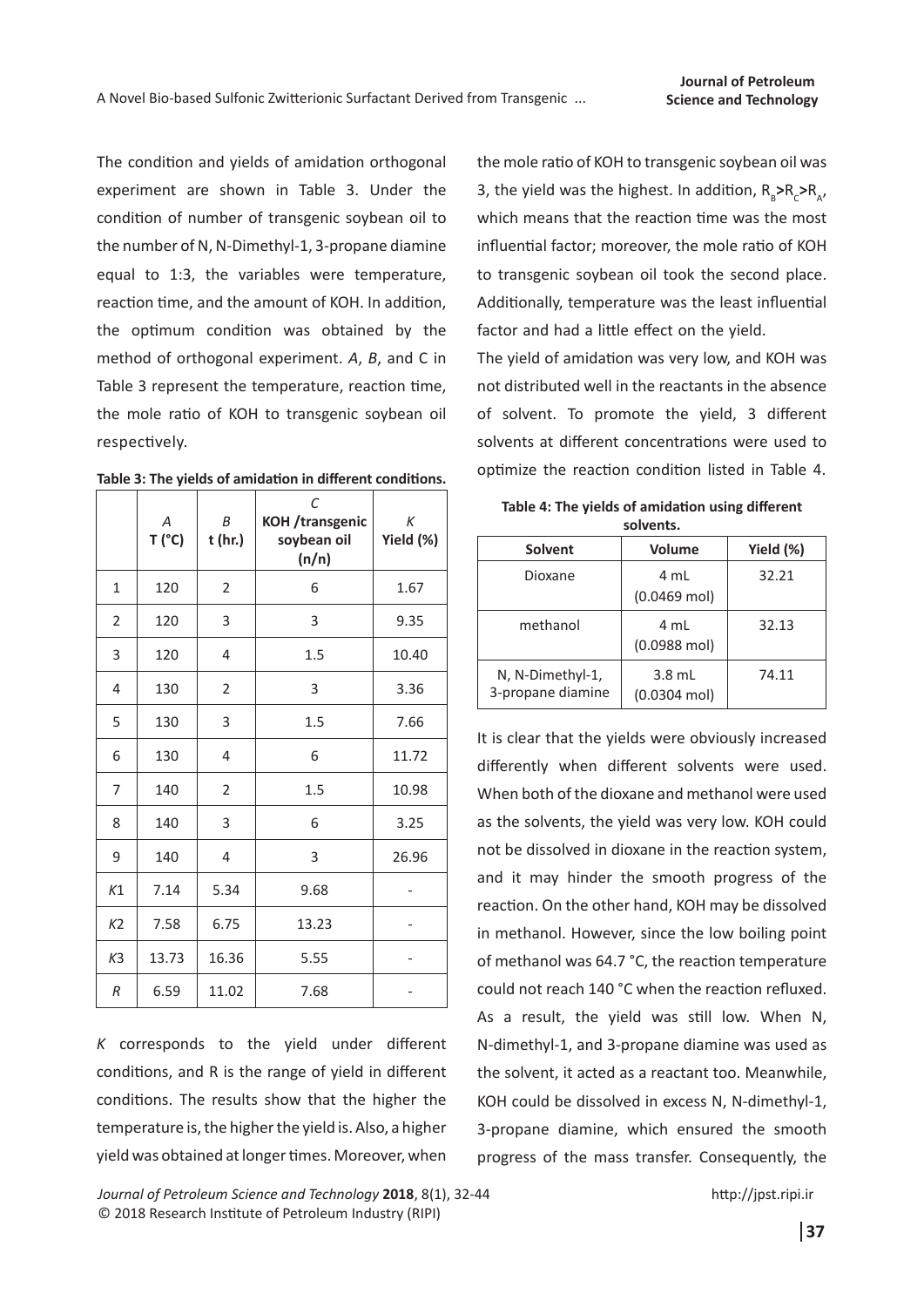The condition and yields of amidation orthogonal experiment are shown in Table 3. Under the condition of number of transgenic soybean oil to the number of N, N-Dimethyl-1, 3-propane diamine equal to 1:3, the variables were temperature, reaction time, and the amount of KOH. In addition, the optimum condition was obtained by the method of orthogonal experiment. *A*, *B*, and C in Table 3 represent the temperature, reaction time, the mole ratio of KOH to transgenic soybean oil respectively.

**Table 3: The yields of amidation in different conditions.**

| | *A* T (°C) | *B* t (hr.) | *C* KOH /transgenic soybean oil (n/n) | *K* Yield (%) |
|---|---|---|---|---|
| 1 | 120 | 2 | 6 | 1.67 |
| 2 | 120 | 3 | 3 | 9.35 |
| 3 | 120 | 4 | 1.5 | 10.40 |
| 4 | 130 | 2 | 3 | 3.36 |
| 5 | 130 | 3 | 1.5 | 7.66 |
| 6 | 130 | 4 | 6 | 11.72 |
| 7 | 140 | 2 | 1.5 | 10.98 |
| 8 | 140 | 3 | 6 | 3.25 |
| 9 | 140 | 4 | 3 | 26.96 |
| *K*1 | 7.14 | 5.34 | 9.68 | - |
| *K*2 | 7.58 | 6.75 | 13.23 | - |
| *K*3 | 13.73 | 16.36 | 5.55 | - |
| *R* | 6.59 | 11.02 | 7.68 | - |

*K* corresponds to the yield under different conditions, and R is the range of yield in different conditions. The results show that the higher the temperature is, the higher the yield is. Also, a higher yield was obtained at longer times. Moreover, when the mole ratio of KOH to transgenic soybean oil was 3, the yield was the highest. In addition, $R_B > R_C > R_A$, which means that the reaction time was the most influential factor; moreover, the mole ratio of KOH to transgenic soybean oil took the second place. Additionally, temperature was the least influential factor and had a little effect on the yield.

The yield of amidation was very low, and KOH was not distributed well in the reactants in the absence of solvent. To promote the yield, 3 different solvents at different concentrations were used to optimize the reaction condition listed in Table 4.

**Table 4: The yields of amidation using different solvents.**

| Solvent | Volume | Yield (%) |
|---|---|---|
| Dioxane | 4 mL (0.0469 mol) | 32.21 |
| methanol | 4 mL (0.0988 mol) | 32.13 |
| N, N-Dimethyl-1, 3-propane diamine | 3.8 mL (0.0304 mol) | 74.11 |

It is clear that the yields were obviously increased differently when different solvents were used. When both of the dioxane and methanol were used as the solvents, the yield was very low. KOH could not be dissolved in dioxane in the reaction system, and it may hinder the smooth progress of the reaction. On the other hand, KOH may be dissolved in methanol. However, since the low boiling point of methanol was 64.7 °C, the reaction temperature could not reach 140 °C when the reaction refluxed. As a result, the yield was still low. When N, N-dimethyl-1, and 3-propane diamine was used as the solvent, it acted as a reactant too. Meanwhile, KOH could be dissolved in excess N, N-dimethyl-1, 3-propane diamine, which ensured the smooth progress of the mass transfer. Consequently, the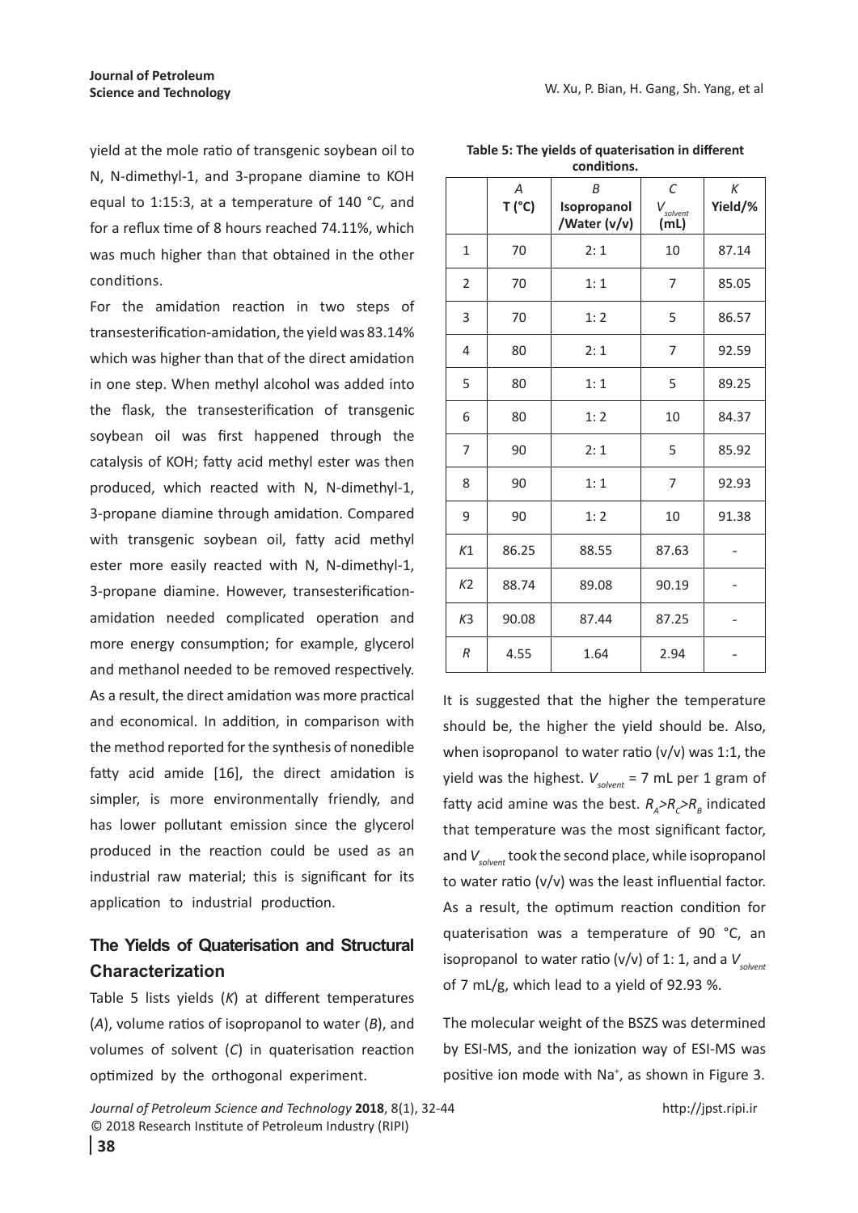yield at the mole ratio of transgenic soybean oil to N, N-dimethyl-1, and 3-propane diamine to KOH equal to 1:15:3, at a temperature of 140 °C, and for a reflux time of 8 hours reached 74.11%, which was much higher than that obtained in the other conditions.

For the amidation reaction in two steps of transesterification-amidation, the yield was 83.14% which was higher than that of the direct amidation in one step. When methyl alcohol was added into the flask, the transesterification of transgenic soybean oil was first happened through the catalysis of KOH; fatty acid methyl ester was then produced, which reacted with N, N-dimethyl-1, 3-propane diamine through amidation. Compared with transgenic soybean oil, fatty acid methyl ester more easily reacted with N, N-dimethyl-1, 3-propane diamine. However, transesterification-amidation needed complicated operation and more energy consumption; for example, glycerol and methanol needed to be removed respectively. As a result, the direct amidation was more practical and economical. In addition, in comparison with the method reported for the synthesis of nonedible fatty acid amide [16], the direct amidation is simpler, is more environmentally friendly, and has lower pollutant emission since the glycerol produced in the reaction could be used as an industrial raw material; this is significant for its application to industrial production.

## The Yields of Quaterisation and Structural Characterization

Table 5 lists yields (*K*) at different temperatures (*A*), volume ratios of isopropanol to water (*B*), and volumes of solvent (*C*) in quaterisation reaction optimized by the orthogonal experiment.

**Table 5: The yields of quaterisation in different conditions.**

| | *A* T (°C) | *B* Isopropanol /Water (v/v) | *C* $V_{solvent}$ (mL) | *K* Yield/% |
|---|---|---|---|---|
| 1 | 70 | 2: 1 | 10 | 87.14 |
| 2 | 70 | 1: 1 | 7 | 85.05 |
| 3 | 70 | 1: 2 | 5 | 86.57 |
| 4 | 80 | 2: 1 | 7 | 92.59 |
| 5 | 80 | 1: 1 | 5 | 89.25 |
| 6 | 80 | 1: 2 | 10 | 84.37 |
| 7 | 90 | 2: 1 | 5 | 85.92 |
| 8 | 90 | 1: 1 | 7 | 92.93 |
| 9 | 90 | 1: 2 | 10 | 91.38 |
| *K*1 | 86.25 | 88.55 | 87.63 | - |
| *K*2 | 88.74 | 89.08 | 90.19 | - |
| *K*3 | 90.08 | 87.44 | 87.25 | - |
| *R* | 4.55 | 1.64 | 2.94 | - |

It is suggested that the higher the temperature should be, the higher the yield should be. Also, when isopropanol to water ratio (v/v) was 1:1, the yield was the highest. $V_{solvent}$ = 7 mL per 1 gram of fatty acid amine was the best. $R_A > R_C > R_B$ indicated that temperature was the most significant factor, and $V_{solvent}$ took the second place, while isopropanol to water ratio (v/v) was the least influential factor. As a result, the optimum reaction condition for quaterisation was a temperature of 90 °C, an isopropanol to water ratio (v/v) of 1: 1, and a $V_{solvent}$ of 7 mL/g, which lead to a yield of 92.93 %.

The molecular weight of the BSZS was determined by ESI-MS, and the ionization way of ESI-MS was positive ion mode with $Na^+$, as shown in Figure 3.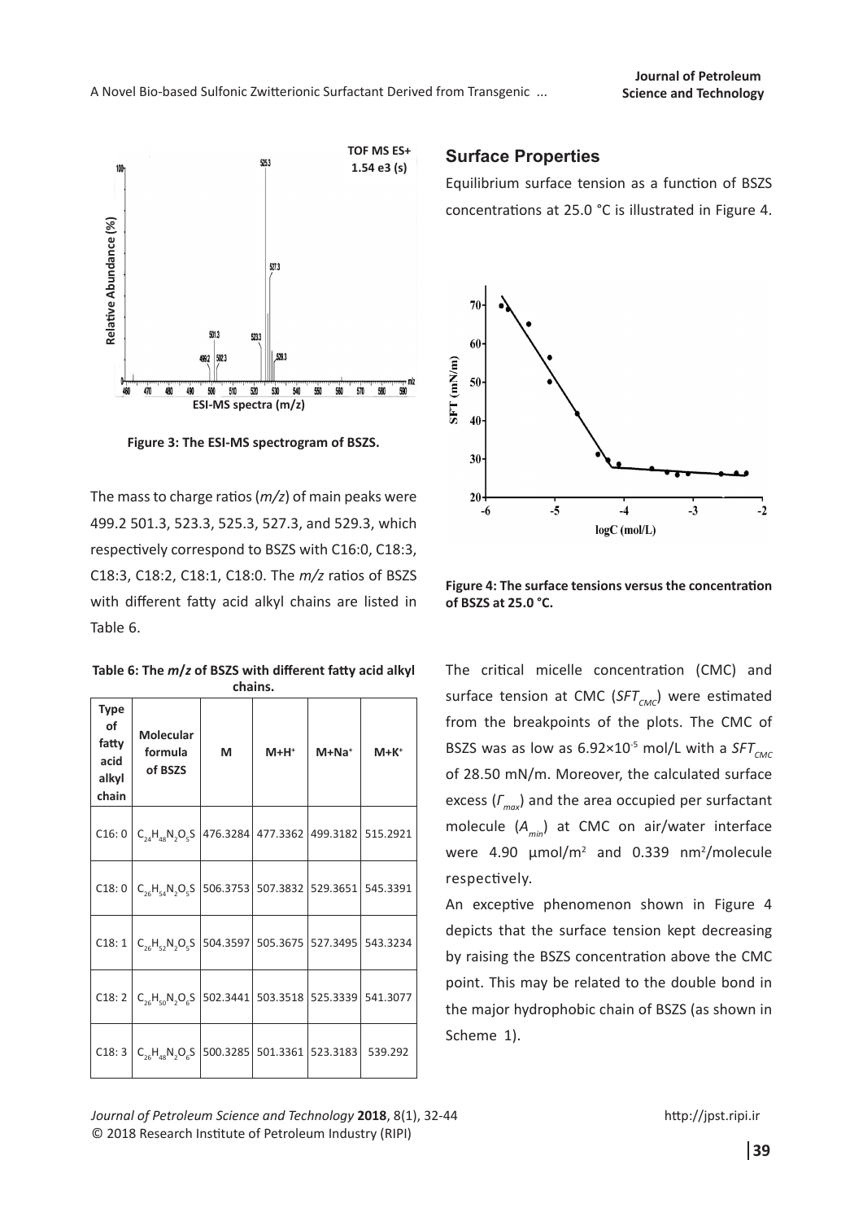Figure 3: The ESI-MS spectrogram of BSZS.

The mass to charge ratios (*m/z*) of main peaks were 499.2 501.3, 523.3, 525.3, 527.3, and 529.3, which respectively correspond to BSZS with C16:0, C18:3, C18:3, C18:2, C18:1, C18:0. The *m/z* ratios of BSZS with different fatty acid alkyl chains are listed in Table 6.

**Table 6: The *m/z* of BSZS with different fatty acid alkyl chains.**

| Type of fatty acid alkyl chain | Molecular formula of BSZS | M | $M+H^+$ | $M+Na^+$ | $M+K^+$ |
|---|---|---|---|---|---|
| C16: 0 | $C_{24}H_{48}N_2O_5S$ | 476.3284 | 477.3362 | 499.3182 | 515.2921 |
| C18: 0 | $C_{26}H_{54}N_2O_5S$ | 506.3753 | 507.3832 | 529.3651 | 545.3391 |
| C18: 1 | $C_{26}H_{52}N_2O_5S$ | 504.3597 | 505.3675 | 527.3495 | 543.3234 |
| C18: 2 | $C_{26}H_{50}N_2O_6S$ | 502.3441 | 503.3518 | 525.3339 | 541.3077 |
| C18: 3 | $C_{26}H_{48}N_2O_6S$ | 500.3285 | 501.3361 | 523.3183 | 539.292 |

## Surface Properties

Equilibrium surface tension as a function of BSZS concentrations at 25.0 °C is illustrated in Figure 4.

**Figure 4: The surface tensions versus the concentration of BSZS at 25.0 °C.**

The critical micelle concentration (CMC) and surface tension at CMC ($SFT_{CMC}$) were estimated from the breakpoints of the plots. The CMC of BSZS was as low as $6.92\times10^{-5}$ mol/L with a $SFT_{CMC}$ of 28.50 mN/m. Moreover, the calculated surface excess ($\Gamma_{max}$) and the area occupied per surfactant molecule ($A_{min}$) at CMC on air/water interface were 4.90 μmol/m$^2$ and 0.339 nm$^2$/molecule respectively.

An exceptive phenomenon shown in Figure 4 depicts that the surface tension kept decreasing by raising the BSZS concentration above the CMC point. This may be related to the double bond in the major hydrophobic chain of BSZS (as shown in Scheme 1).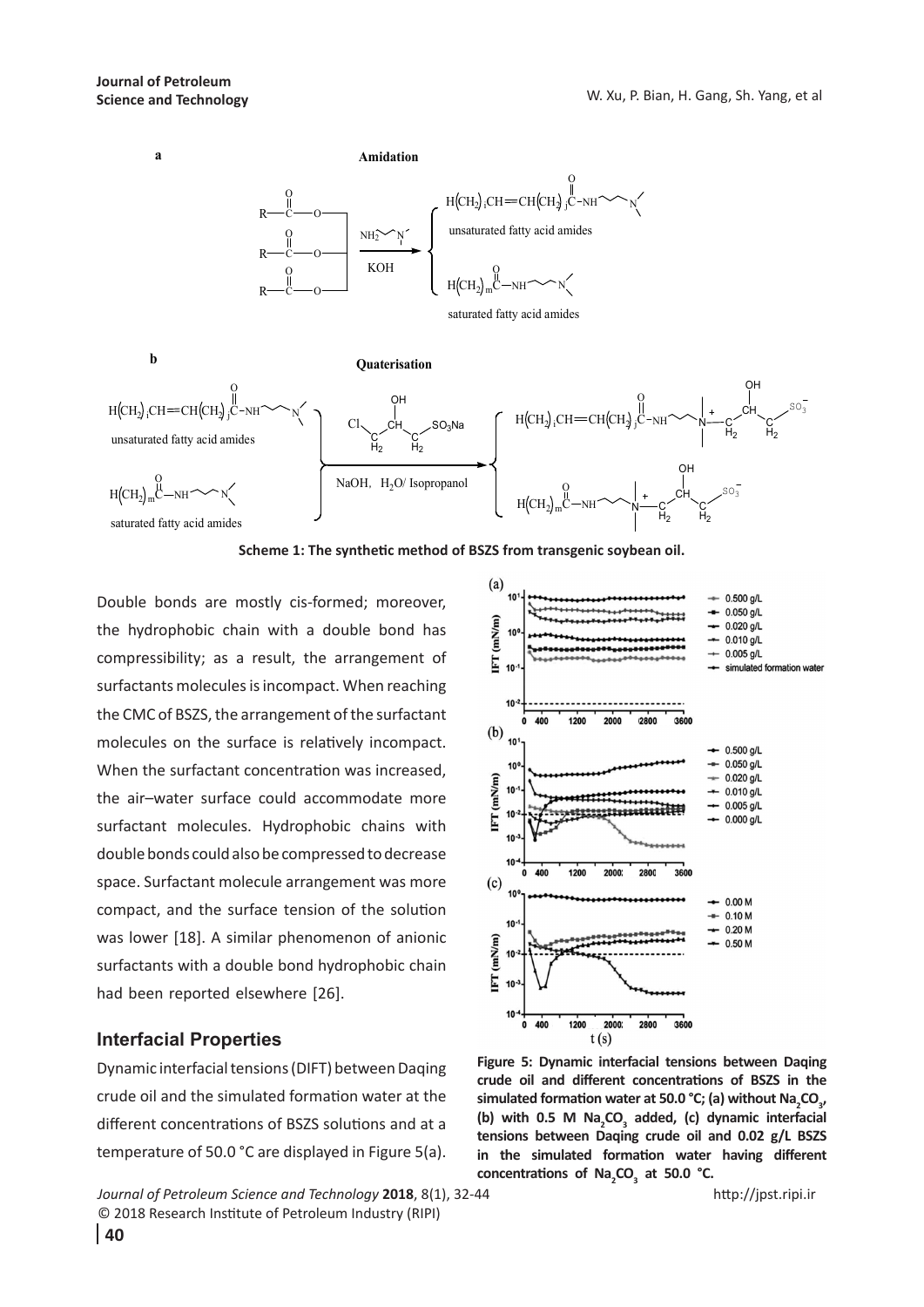**Scheme 1: The synthetic method of BSZS from transgenic soybean oil.**

Double bonds are mostly cis-formed; moreover, the hydrophobic chain with a double bond has compressibility; as a result, the arrangement of surfactants molecules is incompact. When reaching the CMC of BSZS, the arrangement of the surfactant molecules on the surface is relatively incompact. When the surfactant concentration was increased, the air–water surface could accommodate more surfactant molecules. Hydrophobic chains with double bonds could also be compressed to decrease space. Surfactant molecule arrangement was more compact, and the surface tension of the solution was lower [18]. A similar phenomenon of anionic surfactants with a double bond hydrophobic chain had been reported elsewhere [26].

## Interfacial Properties

Dynamic interfacial tensions (DIFT) between Daqing crude oil and the simulated formation water at the different concentrations of BSZS solutions and at a temperature of 50.0 °C are displayed in Figure 5(a).

**Figure 5: Dynamic interfacial tensions between Daqing crude oil and different concentrations of BSZS in the simulated formation water at 50.0 °C; (a) without $Na_2CO_3$, (b) with 0.5 M $Na_2CO_3$ added, (c) dynamic interfacial tensions between Daqing crude oil and 0.02 g/L BSZS in the simulated formation water having different concentrations of $Na_2CO_3$ at 50.0 °C.**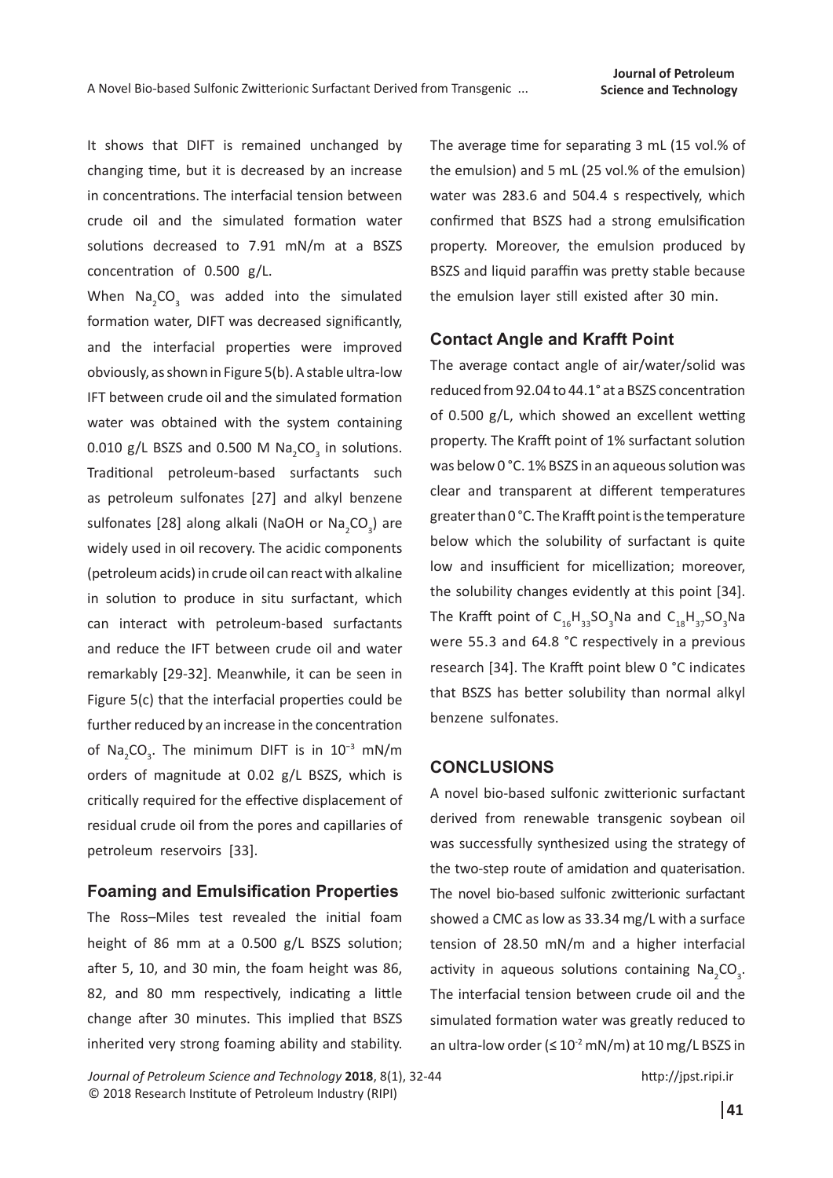It shows that DIFT is remained unchanged by changing time, but it is decreased by an increase in concentrations. The interfacial tension between crude oil and the simulated formation water solutions decreased to 7.91 mN/m at a BSZS concentration of 0.500 g/L.

When $Na_2CO_3$ was added into the simulated formation water, DIFT was decreased significantly, and the interfacial properties were improved obviously, as shown in Figure 5(b). A stable ultra-low IFT between crude oil and the simulated formation water was obtained with the system containing 0.010 g/L BSZS and 0.500 M $Na_2CO_3$ in solutions. Traditional petroleum-based surfactants such as petroleum sulfonates [27] and alkyl benzene sulfonates [28] along alkali (NaOH or $Na_2CO_3$) are widely used in oil recovery. The acidic components (petroleum acids) in crude oil can react with alkaline in solution to produce in situ surfactant, which can interact with petroleum-based surfactants and reduce the IFT between crude oil and water remarkably [29-32]. Meanwhile, it can be seen in Figure 5(c) that the interfacial properties could be further reduced by an increase in the concentration of $Na_2CO_3$. The minimum DIFT is in $10^{-3}$ mN/m orders of magnitude at 0.02 g/L BSZS, which is critically required for the effective displacement of residual crude oil from the pores and capillaries of petroleum reservoirs [33].

### Foaming and Emulsification Properties

The Ross–Miles test revealed the initial foam height of 86 mm at a 0.500 g/L BSZS solution; after 5, 10, and 30 min, the foam height was 86, 82, and 80 mm respectively, indicating a little change after 30 minutes. This implied that BSZS inherited very strong foaming ability and stability. The average time for separating 3 mL (15 vol.% of the emulsion) and 5 mL (25 vol.% of the emulsion) water was 283.6 and 504.4 s respectively, which confirmed that BSZS had a strong emulsification property. Moreover, the emulsion produced by BSZS and liquid paraffin was pretty stable because the emulsion layer still existed after 30 min.

### Contact Angle and Krafft Point

The average contact angle of air/water/solid was reduced from 92.04 to 44.1° at a BSZS concentration of 0.500 g/L, which showed an excellent wetting property. The Krafft point of 1% surfactant solution was below 0 °C. 1% BSZS in an aqueous solution was clear and transparent at different temperatures greater than 0 °C. The Krafft point is the temperature below which the solubility of surfactant is quite low and insufficient for micellization; moreover, the solubility changes evidently at this point [34]. The Krafft point of $C_{16}H_{33}SO_3Na$ and $C_{18}H_{37}SO_3Na$ were 55.3 and 64.8 °C respectively in a previous research [34]. The Krafft point blew 0 °C indicates that BSZS has better solubility than normal alkyl benzene sulfonates.

## CONCLUSIONS

A novel bio-based sulfonic zwitterionic surfactant derived from renewable transgenic soybean oil was successfully synthesized using the strategy of the two-step route of amidation and quaterisation. The novel bio-based sulfonic zwitterionic surfactant showed a CMC as low as 33.34 mg/L with a surface tension of 28.50 mN/m and a higher interfacial activity in aqueous solutions containing $Na_2CO_3$. The interfacial tension between crude oil and the simulated formation water was greatly reduced to an ultra-low order ($\leq 10^{-2}$ mN/m) at 10 mg/L BSZS in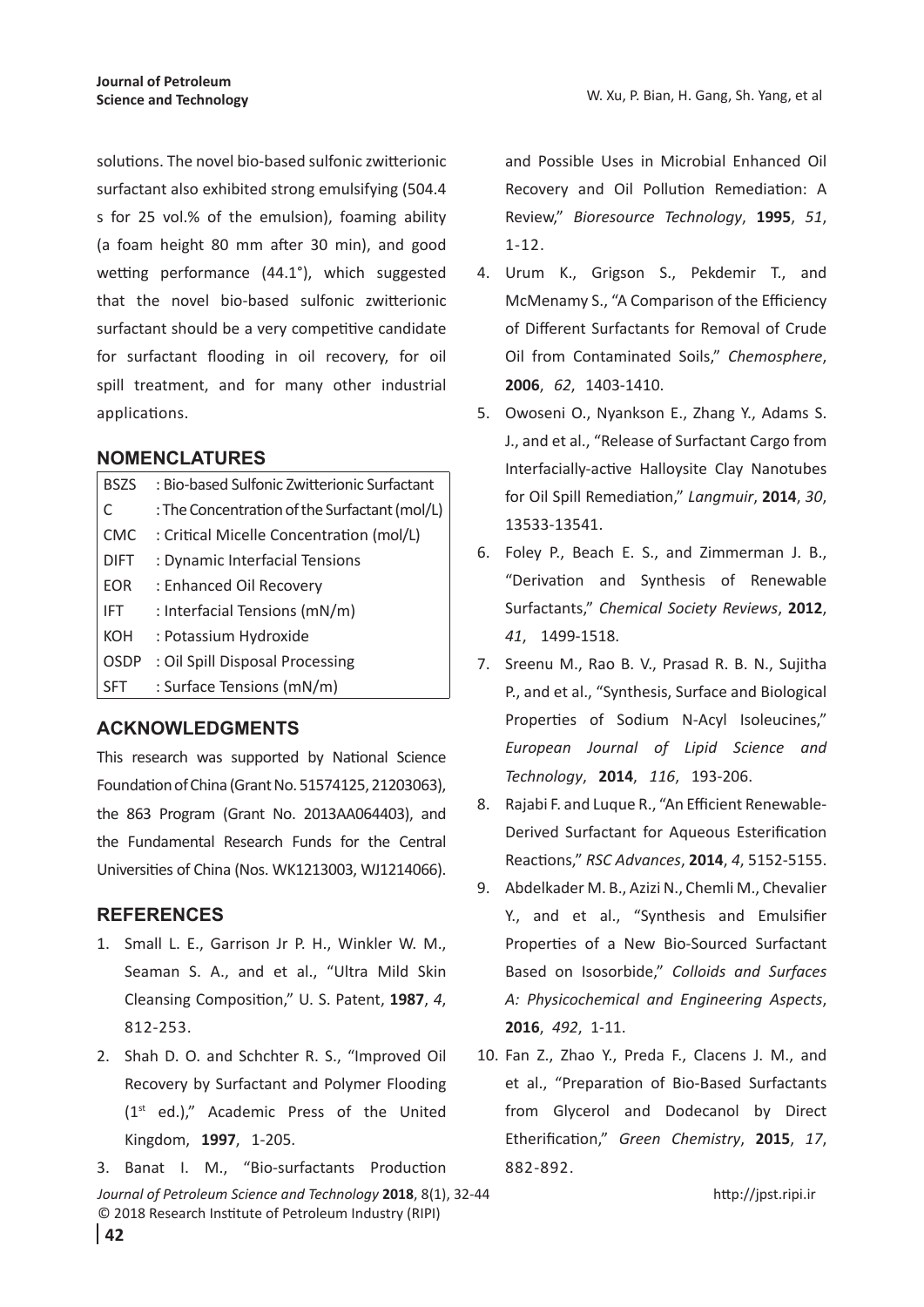solutions. The novel bio-based sulfonic zwitterionic surfactant also exhibited strong emulsifying (504.4 s for 25 vol.% of the emulsion), foaming ability (a foam height 80 mm after 30 min), and good wetting performance (44.1°), which suggested that the novel bio-based sulfonic zwitterionic surfactant should be a very competitive candidate for surfactant flooding in oil recovery, for oil spill treatment, and for many other industrial applications.

## NOMENCLATURES

| | |
|---|---|
| BSZS | : Bio-based Sulfonic Zwitterionic Surfactant |
| C | : The Concentration of the Surfactant (mol/L) |
| CMC | : Critical Micelle Concentration (mol/L) |
| DIFT | : Dynamic Interfacial Tensions |
| EOR | : Enhanced Oil Recovery |
| IFT | : Interfacial Tensions (mN/m) |
| KOH | : Potassium Hydroxide |
| OSDP | : Oil Spill Disposal Processing |
| SFT | : Surface Tensions (mN/m) |

## ACKNOWLEDGMENTS

This research was supported by National Science Foundation of China (Grant No. 51574125, 21203063), the 863 Program (Grant No. 2013AA064403), and the Fundamental Research Funds for the Central Universities of China (Nos. WK1213003, WJ1214066).

## REFERENCES

1. Small L. E., Garrison Jr P. H., Winkler W. M., Seaman S. A., and et al., "Ultra Mild Skin Cleansing Composition," U. S. Patent, **1987**, *4*, 812-253.
2. Shah D. O. and Schchter R. S., "Improved Oil Recovery by Surfactant and Polymer Flooding (1st ed.)," Academic Press of the United Kingdom, **1997**, 1-205.
3. Banat I. M., "Bio-surfactants Production and Possible Uses in Microbial Enhanced Oil Recovery and Oil Pollution Remediation: A Review," *Bioresource Technology*, **1995**, *51*, 1-12.
4. Urum K., Grigson S., Pekdemir T., and McMenamy S., "A Comparison of the Efficiency of Different Surfactants for Removal of Crude Oil from Contaminated Soils," *Chemosphere*, **2006**, *62*, 1403-1410.
5. Owoseni O., Nyankson E., Zhang Y., Adams S. J., and et al., "Release of Surfactant Cargo from Interfacially-active Halloysite Clay Nanotubes for Oil Spill Remediation," *Langmuir*, **2014**, *30*, 13533-13541.
6. Foley P., Beach E. S., and Zimmerman J. B., "Derivation and Synthesis of Renewable Surfactants," *Chemical Society Reviews*, **2012**, *41*, 1499-1518.
7. Sreenu M., Rao B. V., Prasad R. B. N., Sujitha P., and et al., "Synthesis, Surface and Biological Properties of Sodium N-Acyl Isoleucines," *European Journal of Lipid Science and Technology*, **2014**, *116*, 193-206.
8. Rajabi F. and Luque R., "An Efficient Renewable-Derived Surfactant for Aqueous Esterification Reactions," *RSC Advances*, **2014**, *4*, 5152-5155.
9. Abdelkader M. B., Azizi N., Chemli M., Chevalier Y., and et al., "Synthesis and Emulsifier Properties of a New Bio-Sourced Surfactant Based on Isosorbide," *Colloids and Surfaces A: Physicochemical and Engineering Aspects*, **2016**, *492*, 1-11.
10. Fan Z., Zhao Y., Preda F., Clacens J. M., and et al., "Preparation of Bio-Based Surfactants from Glycerol and Dodecanol by Direct Etherification," *Green Chemistry*, **2015**, *17*, 882-892.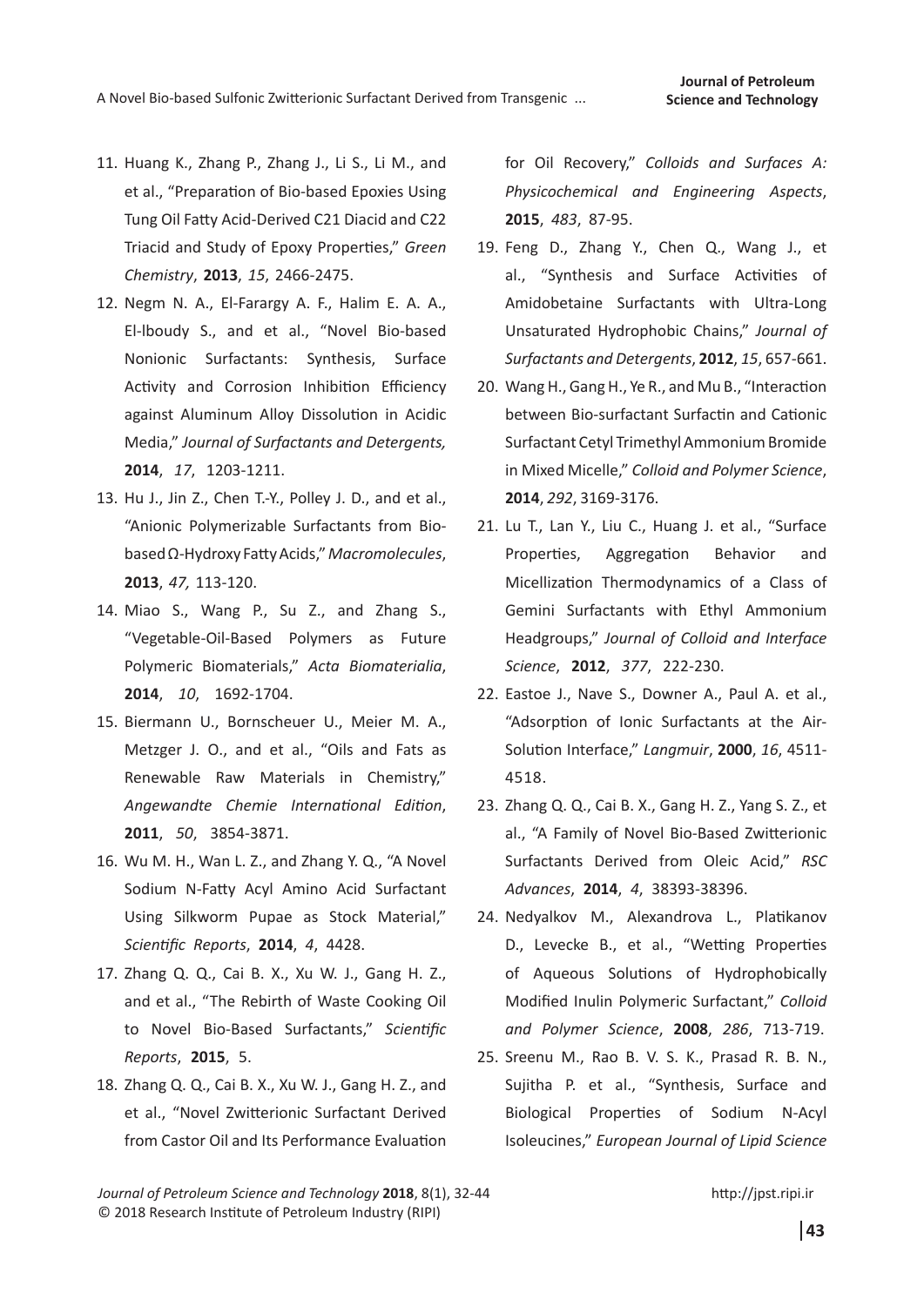11. Huang K., Zhang P., Zhang J., Li S., Li M., and et al., "Preparation of Bio-based Epoxies Using Tung Oil Fatty Acid-Derived C21 Diacid and C22 Triacid and Study of Epoxy Properties," *Green Chemistry*, **2013**, *15*, 2466-2475.
12. Negm N. A., El-Farargy A. F., Halim E. A. A., El-lboudy S., and et al., "Novel Bio-based Nonionic Surfactants: Synthesis, Surface Activity and Corrosion Inhibition Efficiency against Aluminum Alloy Dissolution in Acidic Media," *Journal of Surfactants and Detergents,* **2014**, *17*, 1203-1211.
13. Hu J., Jin Z., Chen T.-Y., Polley J. D., and et al., "Anionic Polymerizable Surfactants from Bio-based Ω-Hydroxy Fatty Acids," *Macromolecules*, **2013**, *47,* 113-120.
14. Miao S., Wang P., Su Z., and Zhang S., "Vegetable-Oil-Based Polymers as Future Polymeric Biomaterials," *Acta Biomaterialia*, **2014**, *10*, 1692-1704.
15. Biermann U., Bornscheuer U., Meier M. A., Metzger J. O., and et al., "Oils and Fats as Renewable Raw Materials in Chemistry," *Angewandte Chemie International Edition*, **2011**, *50*, 3854-3871.
16. Wu M. H., Wan L. Z., and Zhang Y. Q., "A Novel Sodium N-Fatty Acyl Amino Acid Surfactant Using Silkworm Pupae as Stock Material," *Scientific Reports*, **2014**, *4*, 4428.
17. Zhang Q. Q., Cai B. X., Xu W. J., Gang H. Z., and et al., "The Rebirth of Waste Cooking Oil to Novel Bio-Based Surfactants," *Scientific Reports*, **2015**, 5.
18. Zhang Q. Q., Cai B. X., Xu W. J., Gang H. Z., and et al., "Novel Zwitterionic Surfactant Derived from Castor Oil and Its Performance Evaluation for Oil Recovery," *Colloids and Surfaces A: Physicochemical and Engineering Aspects*, **2015**, *483*, 87-95.
19. Feng D., Zhang Y., Chen Q., Wang J., et al., "Synthesis and Surface Activities of Amidobetaine Surfactants with Ultra-Long Unsaturated Hydrophobic Chains," *Journal of Surfactants and Detergents*, **2012**, *15*, 657-661.
20. Wang H., Gang H., Ye R., and Mu B., "Interaction between Bio-surfactant Surfactin and Cationic Surfactant Cetyl Trimethyl Ammonium Bromide in Mixed Micelle," *Colloid and Polymer Science*, **2014**, *292*, 3169-3176.
21. Lu T., Lan Y., Liu C., Huang J. et al., "Surface Properties, Aggregation Behavior and Micellization Thermodynamics of a Class of Gemini Surfactants with Ethyl Ammonium Headgroups," *Journal of Colloid and Interface Science*, **2012**, *377*, 222-230.
22. Eastoe J., Nave S., Downer A., Paul A. et al., "Adsorption of Ionic Surfactants at the Air-Solution Interface," *Langmuir*, **2000**, *16*, 4511-4518.
23. Zhang Q. Q., Cai B. X., Gang H. Z., Yang S. Z., et al., "A Family of Novel Bio-Based Zwitterionic Surfactants Derived from Oleic Acid," *RSC Advances*, **2014**, *4*, 38393-38396.
24. Nedyalkov M., Alexandrova L., Platikanov D., Levecke B., et al., "Wetting Properties of Aqueous Solutions of Hydrophobically Modified Inulin Polymeric Surfactant," *Colloid and Polymer Science*, **2008**, *286*, 713-719.
25. Sreenu M., Rao B. V. S. K., Prasad R. B. N., Sujitha P. et al., "Synthesis, Surface and Biological Properties of Sodium N-Acyl Isoleucines," *European Journal of Lipid Science*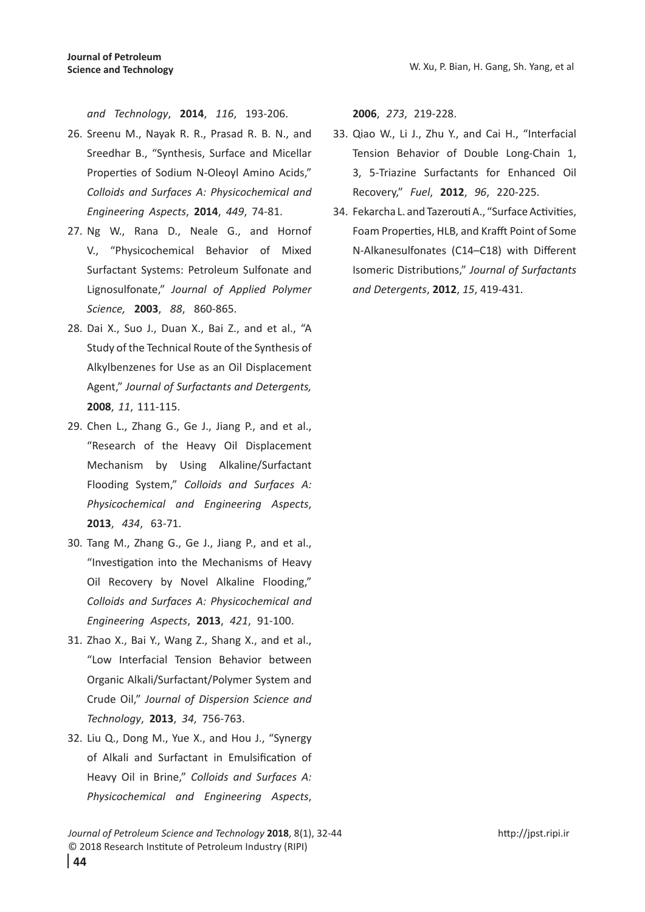*and Technology*, **2014**, *116*, 193-206.

26. Sreenu M., Nayak R. R., Prasad R. B. N., and Sreedhar B., "Synthesis, Surface and Micellar Properties of Sodium N-Oleoyl Amino Acids," *Colloids and Surfaces A: Physicochemical and Engineering Aspects*, **2014**, *449*, 74-81.
27. Ng W., Rana D., Neale G., and Hornof V., "Physicochemical Behavior of Mixed Surfactant Systems: Petroleum Sulfonate and Lignosulfonate," *Journal of Applied Polymer Science,* **2003**, *88*, 860-865.
28. Dai X., Suo J., Duan X., Bai Z., and et al., "A Study of the Technical Route of the Synthesis of Alkylbenzenes for Use as an Oil Displacement Agent," *Journal of Surfactants and Detergents,* **2008**, *11*, 111-115.
29. Chen L., Zhang G., Ge J., Jiang P., and et al., "Research of the Heavy Oil Displacement Mechanism by Using Alkaline/Surfactant Flooding System," *Colloids and Surfaces A: Physicochemical and Engineering Aspects*, **2013**, *434*, 63-71.
30. Tang M., Zhang G., Ge J., Jiang P., and et al., "Investigation into the Mechanisms of Heavy Oil Recovery by Novel Alkaline Flooding," *Colloids and Surfaces A: Physicochemical and Engineering Aspects*, **2013**, *421*, 91-100.
31. Zhao X., Bai Y., Wang Z., Shang X., and et al., "Low Interfacial Tension Behavior between Organic Alkali/Surfactant/Polymer System and Crude Oil," *Journal of Dispersion Science and Technology*, **2013**, *34*, 756-763.
32. Liu Q., Dong M., Yue X., and Hou J., "Synergy of Alkali and Surfactant in Emulsification of Heavy Oil in Brine," *Colloids and Surfaces A: Physicochemical and Engineering Aspects*, **2006**, *273*, 219-228.
33. Qiao W., Li J., Zhu Y., and Cai H., "Interfacial Tension Behavior of Double Long-Chain 1, 3, 5-Triazine Surfactants for Enhanced Oil Recovery," *Fuel*, **2012**, *96*, 220-225.
34. Fekarcha L. and Tazerouti A., "Surface Activities, Foam Properties, HLB, and Krafft Point of Some N-Alkanesulfonates (C14–C18) with Different Isomeric Distributions," *Journal of Surfactants and Detergents*, **2012**, *15*, 419-431.